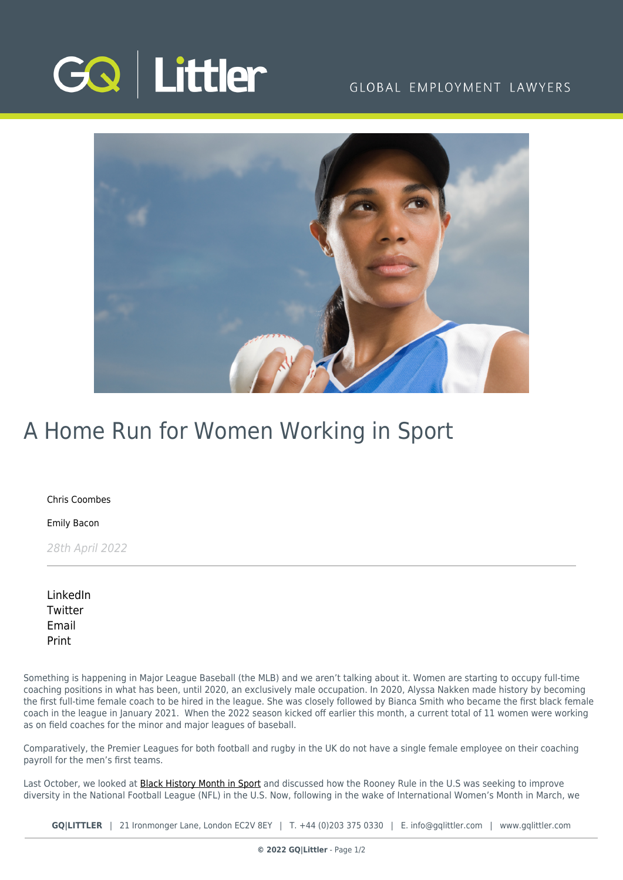# A Home Run for Women Working in Sport

Chris Coombes

Emily Bacon

*28th April 2022*

---

LinkedIn
Twitter
Email
Print

Something is happening in Major League Baseball (the MLB) and we aren't talking about it. Women are starting to occupy full-time coaching positions in what has been, until 2020, an exclusively male occupation. In 2020, Alyssa Nakken made history by becoming the first full-time female coach to be hired in the league. She was closely followed by Bianca Smith who became the first black female coach in the league in January 2021. When the 2022 season kicked off earlier this month, a current total of 11 women were working as on field coaches for the minor and major leagues of baseball.

Comparatively, the Premier Leagues for both football and rugby in the UK do not have a single female employee on their coaching payroll for the men's first teams.

Last October, we looked at Black History Month in Sport and discussed how the Rooney Rule in the U.S was seeking to improve diversity in the National Football League (NFL) in the U.S. Now, following in the wake of International Women's Month in March, we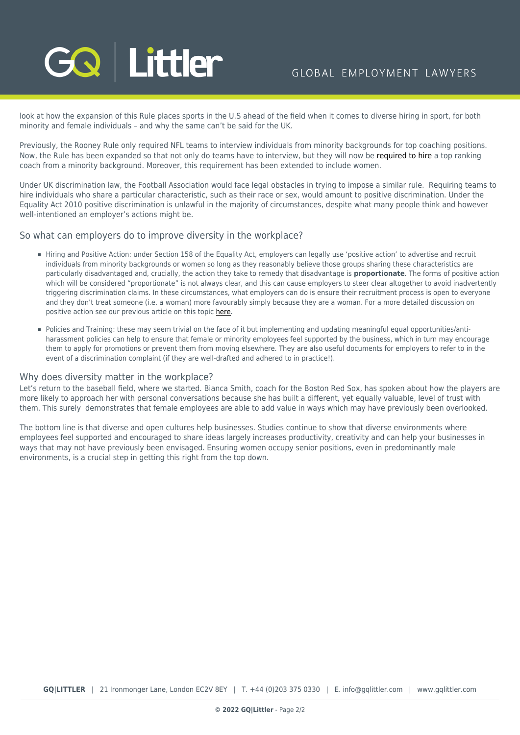look at how the expansion of this Rule places sports in the U.S ahead of the field when it comes to diverse hiring in sport, for both minority and female individuals – and why the same can't be said for the UK.

Previously, the Rooney Rule only required NFL teams to interview individuals from minority backgrounds for top coaching positions. Now, the Rule has been expanded so that not only do teams have to interview, but they will now be required to hire a top ranking coach from a minority background. Moreover, this requirement has been extended to include women.

Under UK discrimination law, the Football Association would face legal obstacles in trying to impose a similar rule. Requiring teams to hire individuals who share a particular characteristic, such as their race or sex, would amount to positive discrimination. Under the Equality Act 2010 positive discrimination is unlawful in the majority of circumstances, despite what many people think and however well-intentioned an employer's actions might be.

## So what can employers do to improve diversity in the workplace?

- Hiring and Positive Action: under Section 158 of the Equality Act, employers can legally use 'positive action' to advertise and recruit individuals from minority backgrounds or women so long as they reasonably believe those groups sharing these characteristics are particularly disadvantaged and, crucially, the action they take to remedy that disadvantage is **proportionate**. The forms of positive action which will be considered "proportionate" is not always clear, and this can cause employers to steer clear altogether to avoid inadvertently triggering discrimination claims. In these circumstances, what employers can do is ensure their recruitment process is open to everyone and they don't treat someone (i.e. a woman) more favourably simply because they are a woman. For a more detailed discussion on positive action see our previous article on this topic here.
- Policies and Training: these may seem trivial on the face of it but implementing and updating meaningful equal opportunities/anti-harassment policies can help to ensure that female or minority employees feel supported by the business, which in turn may encourage them to apply for promotions or prevent them from moving elsewhere. They are also useful documents for employers to refer to in the event of a discrimination complaint (if they are well-drafted and adhered to in practice!).

## Why does diversity matter in the workplace?

Let's return to the baseball field, where we started. Bianca Smith, coach for the Boston Red Sox, has spoken about how the players are more likely to approach her with personal conversations because she has built a different, yet equally valuable, level of trust with them. This surely demonstrates that female employees are able to add value in ways which may have previously been overlooked.

The bottom line is that diverse and open cultures help businesses. Studies continue to show that diverse environments where employees feel supported and encouraged to share ideas largely increases productivity, creativity and can help your businesses in ways that may not have previously been envisaged. Ensuring women occupy senior positions, even in predominantly male environments, is a crucial step in getting this right from the top down.